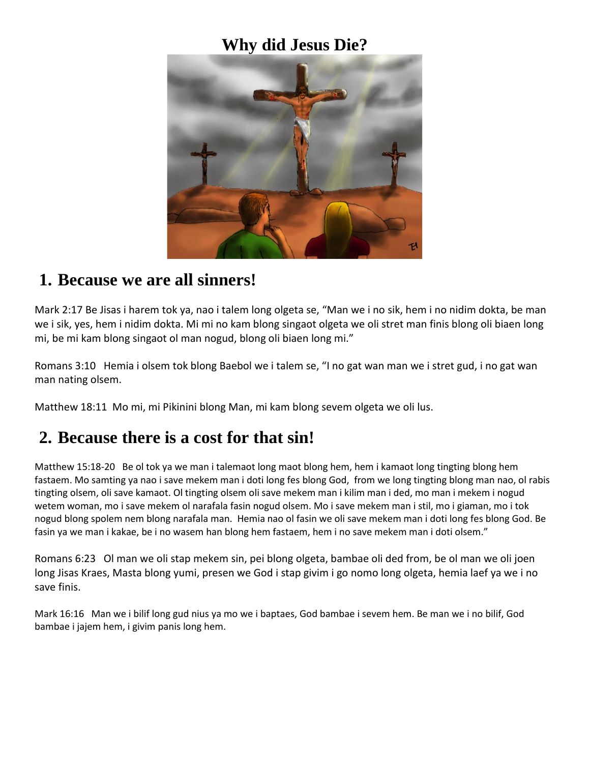# Why did Jesus Die?

## 1. Because we are all sinners!

Mark 2:17 Be Jisas i harem tok ya, nao i talem long olgeta se, "Man we i no sik, hem i no nidim dokta, be man we i sik, yes, hem i nidim dokta. Mi mi no kam blong singaot olgeta we oli stret man finis blong oli biaen long mi, be mi kam blong singaot ol man nogud, blong oli biaen long mi."

Romans 3:10 Hemia i olsem tok blong Baebol we i talem se, "I no gat wan man we i stret gud, i no gat wan man nating olsem.

Matthew 18:11 Mo mi, mi Pikinini blong Man, mi kam blong sevem olgeta we oli lus.

## 2. Because there is a cost for that sin!

Matthew 15:18-20 Be ol tok ya we man i talemaot long maot blong hem, hem i kamaot long tingting blong hem fastaem. Mo samting ya nao i save mekem man i doti long fes blong God, from we long tingting blong man nao, ol rabis tingting olsem, oli save kamaot. Ol tingting olsem oli save mekem man i kilim man i ded, mo man i mekem i nogud wetem woman, mo i save mekem ol narafala fasin nogud olsem. Mo i save mekem man i stil, mo i giaman, mo i tok nogud blong spolem nem blong narafala man. Hemia nao ol fasin we oli save mekem man i doti long fes blong God. Be fasin ya we man i kakae, be i no wasem han blong hem fastaem, hem i no save mekem man i doti olsem."

Romans 6:23 Ol man we oli stap mekem sin, pei blong olgeta, bambae oli ded from, be ol man we oli joen long Jisas Kraes, Masta blong yumi, presen we God i stap givim i go nomo long olgeta, hemia laef ya we i no save finis.

Mark 16:16 Man we i bilif long gud nius ya mo we i baptaes, God bambae i sevem hem. Be man we i no bilif, God bambae i jajem hem, i givim panis long hem.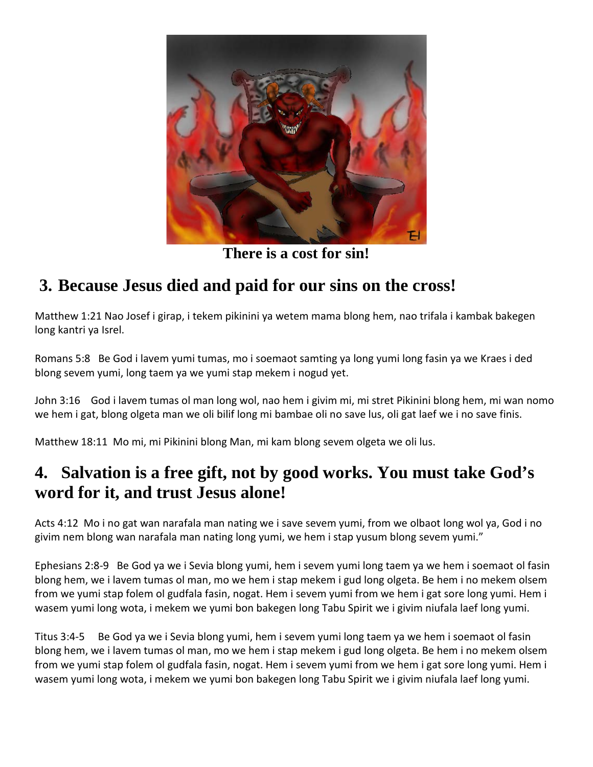There is a cost for sin!

## 3. Because Jesus died and paid for our sins on the cross!

Matthew 1:21 Nao Josef i girap, i tekem pikinini ya wetem mama blong hem, nao trifala i kambak bakegen long kantri ya Isrel.

Romans 5:8 Be God i lavem yumi tumas, mo i soemaot samting ya long yumi long fasin ya we Kraes i ded blong sevem yumi, long taem ya we yumi stap mekem i nogud yet.

John 3:16 God i lavem tumas ol man long wol, nao hem i givim mi, mi stret Pikinini blong hem, mi wan nomo we hem i gat, blong olgeta man we oli bilif long mi bambae oli no save lus, oli gat laef we i no save finis.

Matthew 18:11 Mo mi, mi Pikinini blong Man, mi kam blong sevem olgeta we oli lus.

## 4. Salvation is a free gift, not by good works. You must take God's word for it, and trust Jesus alone!

Acts 4:12 Mo i no gat wan narafala man nating we i save sevem yumi, from we olbaot long wol ya, God i no givim nem blong wan narafala man nating long yumi, we hem i stap yusum blong sevem yumi."

Ephesians 2:8-9 Be God ya we i Sevia blong yumi, hem i sevem yumi long taem ya we hem i soemaot ol fasin blong hem, we i lavem tumas ol man, mo we hem i stap mekem i gud long olgeta. Be hem i no mekem olsem from we yumi stap folem ol gudfala fasin, nogat. Hem i sevem yumi from we hem i gat sore long yumi. Hem i wasem yumi long wota, i mekem we yumi bon bakegen long Tabu Spirit we i givim niufala laef long yumi.

Titus 3:4-5 Be God ya we i Sevia blong yumi, hem i sevem yumi long taem ya we hem i soemaot ol fasin blong hem, we i lavem tumas ol man, mo we hem i stap mekem i gud long olgeta. Be hem i no mekem olsem from we yumi stap folem ol gudfala fasin, nogat. Hem i sevem yumi from we hem i gat sore long yumi. Hem i wasem yumi long wota, i mekem we yumi bon bakegen long Tabu Spirit we i givim niufala laef long yumi.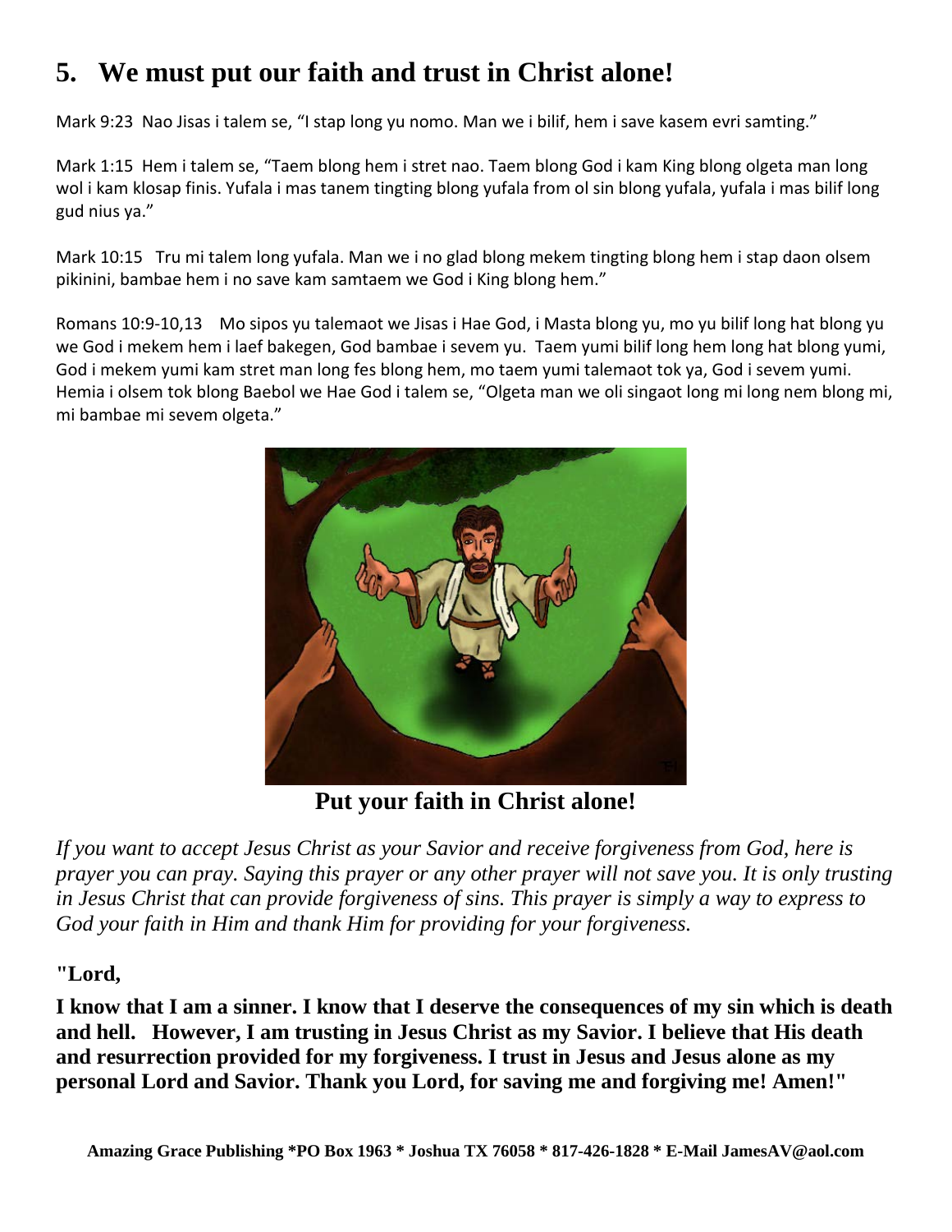## 5. We must put our faith and trust in Christ alone!

Mark 9:23 Nao Jisas i talem se, "I stap long yu nomo. Man we i bilif, hem i save kasem evri samting."

Mark 1:15 Hem i talem se, "Taem blong hem i stret nao. Taem blong God i kam King blong olgeta man long wol i kam klosap finis. Yufala i mas tanem tingting blong yufala from ol sin blong yufala, yufala i mas bilif long gud nius ya."

Mark 10:15 Tru mi talem long yufala. Man we i no glad blong mekem tingting blong hem i stap daon olsem pikinini, bambae hem i no save kam samtaem we God i King blong hem."

Romans 10:9-10,13 Mo sipos yu talemaot we Jisas i Hae God, i Masta blong yu, mo yu bilif long hat blong yu we God i mekem hem i laef bakegen, God bambae i sevem yu. Taem yumi bilif long hem long hat blong yumi, God i mekem yumi kam stret man long fes blong hem, mo taem yumi talemaot tok ya, God i sevem yumi. Hemia i olsem tok blong Baebol we Hae God i talem se, "Olgeta man we oli singaot long mi long nem blong mi, mi bambae mi sevem olgeta."

**Put your faith in Christ alone!**

*If you want to accept Jesus Christ as your Savior and receive forgiveness from God, here is prayer you can pray. Saying this prayer or any other prayer will not save you. It is only trusting in Jesus Christ that can provide forgiveness of sins. This prayer is simply a way to express to God your faith in Him and thank Him for providing for your forgiveness.*

**"Lord,**

**I know that I am a sinner. I know that I deserve the consequences of my sin which is death and hell. However, I am trusting in Jesus Christ as my Savior. I believe that His death and resurrection provided for my forgiveness. I trust in Jesus and Jesus alone as my personal Lord and Savior. Thank you Lord, for saving me and forgiving me! Amen!"**

**Amazing Grace Publishing *PO Box 1963 * Joshua TX 76058 * 817-426-1828 * E-Mail JamesAV@aol.com**